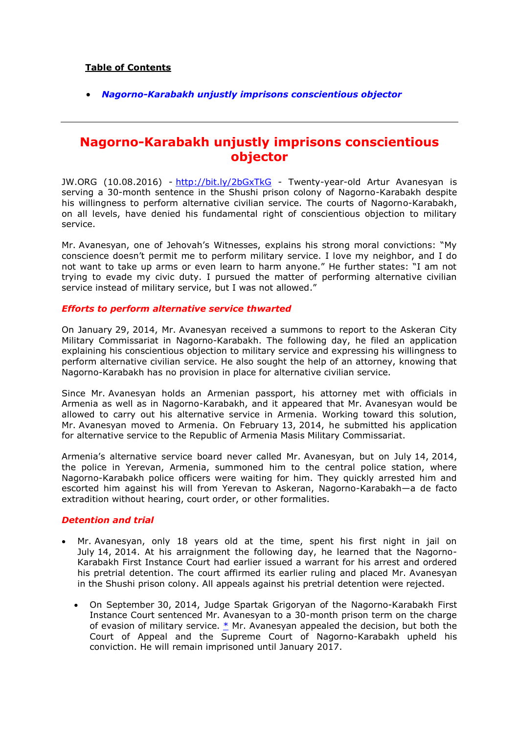**Table of Contents**

- ***Nagorno-Karabakh unjustly imprisons conscientious objector***

---

# Nagorno-Karabakh unjustly imprisons conscientious objector

JW.ORG (10.08.2016) - http://bit.ly/2bGxTkG - Twenty-year-old Artur Avanesyan is serving a 30-month sentence in the Shushi prison colony of Nagorno-Karabakh despite his willingness to perform alternative civilian service. The courts of Nagorno-Karabakh, on all levels, have denied his fundamental right of conscientious objection to military service.

Mr. Avanesyan, one of Jehovah's Witnesses, explains his strong moral convictions: "My conscience doesn't permit me to perform military service. I love my neighbor, and I do not want to take up arms or even learn to harm anyone." He further states: "I am not trying to evade my civic duty. I pursued the matter of performing alternative civilian service instead of military service, but I was not allowed."

### *Efforts to perform alternative service thwarted*

On January 29, 2014, Mr. Avanesyan received a summons to report to the Askeran City Military Commissariat in Nagorno-Karabakh. The following day, he filed an application explaining his conscientious objection to military service and expressing his willingness to perform alternative civilian service. He also sought the help of an attorney, knowing that Nagorno-Karabakh has no provision in place for alternative civilian service.

Since Mr. Avanesyan holds an Armenian passport, his attorney met with officials in Armenia as well as in Nagorno-Karabakh, and it appeared that Mr. Avanesyan would be allowed to carry out his alternative service in Armenia. Working toward this solution, Mr. Avanesyan moved to Armenia. On February 13, 2014, he submitted his application for alternative service to the Republic of Armenia Masis Military Commissariat.

Armenia's alternative service board never called Mr. Avanesyan, but on July 14, 2014, the police in Yerevan, Armenia, summoned him to the central police station, where Nagorno-Karabakh police officers were waiting for him. They quickly arrested him and escorted him against his will from Yerevan to Askeran, Nagorno-Karabakh—a de facto extradition without hearing, court order, or other formalities.

### *Detention and trial*

- Mr. Avanesyan, only 18 years old at the time, spent his first night in jail on July 14, 2014. At his arraignment the following day, he learned that the Nagorno-Karabakh First Instance Court had earlier issued a warrant for his arrest and ordered his pretrial detention. The court affirmed its earlier ruling and placed Mr. Avanesyan in the Shushi prison colony. All appeals against his pretrial detention were rejected.
  - On September 30, 2014, Judge Spartak Grigoryan of the Nagorno-Karabakh First Instance Court sentenced Mr. Avanesyan to a 30-month prison term on the charge of evasion of military service. * Mr. Avanesyan appealed the decision, but both the Court of Appeal and the Supreme Court of Nagorno-Karabakh upheld his conviction. He will remain imprisoned until January 2017.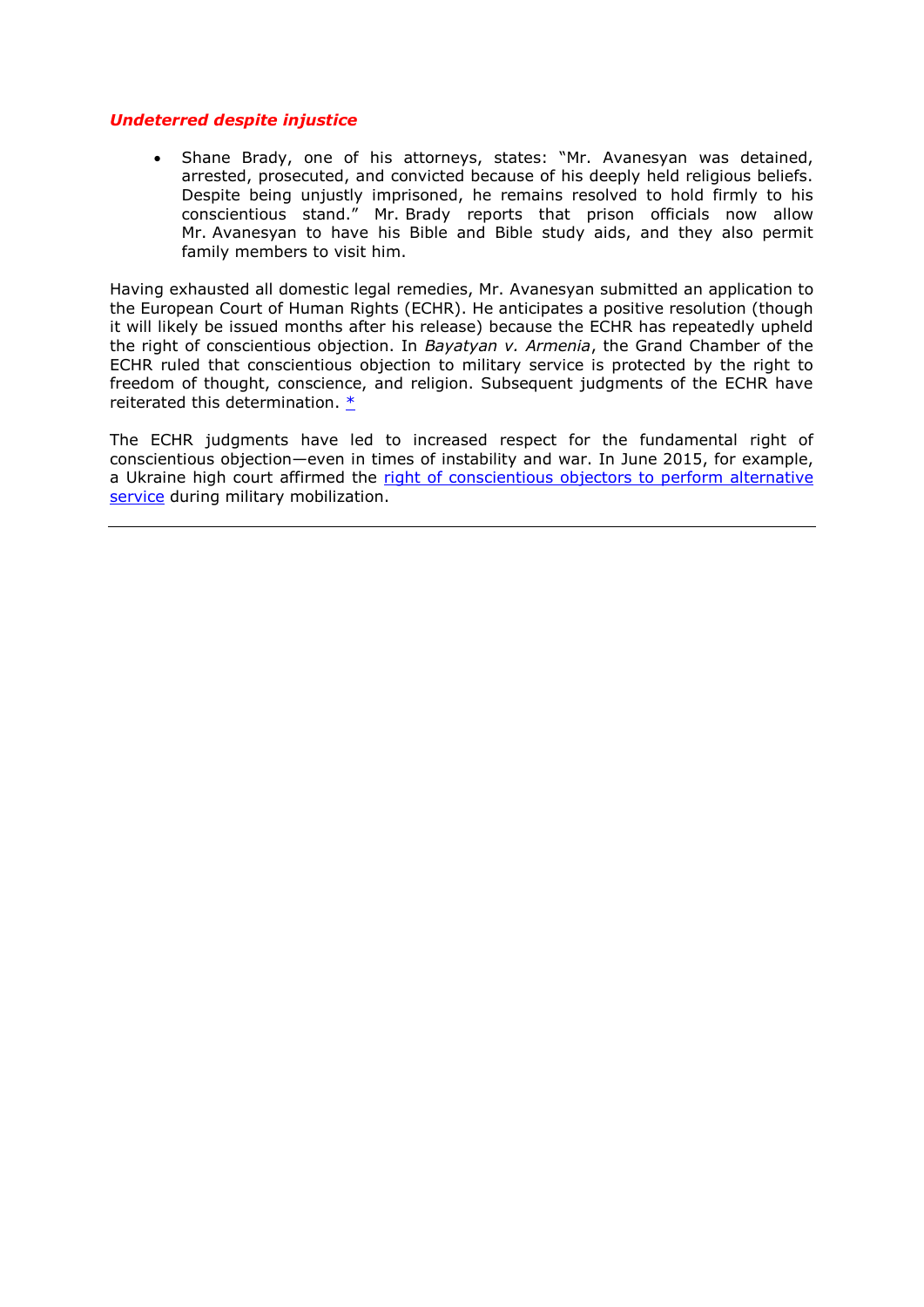***Undeterred despite injustice***

- Shane Brady, one of his attorneys, states: "Mr. Avanesyan was detained, arrested, prosecuted, and convicted because of his deeply held religious beliefs. Despite being unjustly imprisoned, he remains resolved to hold firmly to his conscientious stand." Mr. Brady reports that prison officials now allow Mr. Avanesyan to have his Bible and Bible study aids, and they also permit family members to visit him.

Having exhausted all domestic legal remedies, Mr. Avanesyan submitted an application to the European Court of Human Rights (ECHR). He anticipates a positive resolution (though it will likely be issued months after his release) because the ECHR has repeatedly upheld the right of conscientious objection. In *Bayatyan v. Armenia*, the Grand Chamber of the ECHR ruled that conscientious objection to military service is protected by the right to freedom of thought, conscience, and religion. Subsequent judgments of the ECHR have reiterated this determination. *

The ECHR judgments have led to increased respect for the fundamental right of conscientious objection—even in times of instability and war. In June 2015, for example, a Ukraine high court affirmed the right of conscientious objectors to perform alternative service during military mobilization.

---